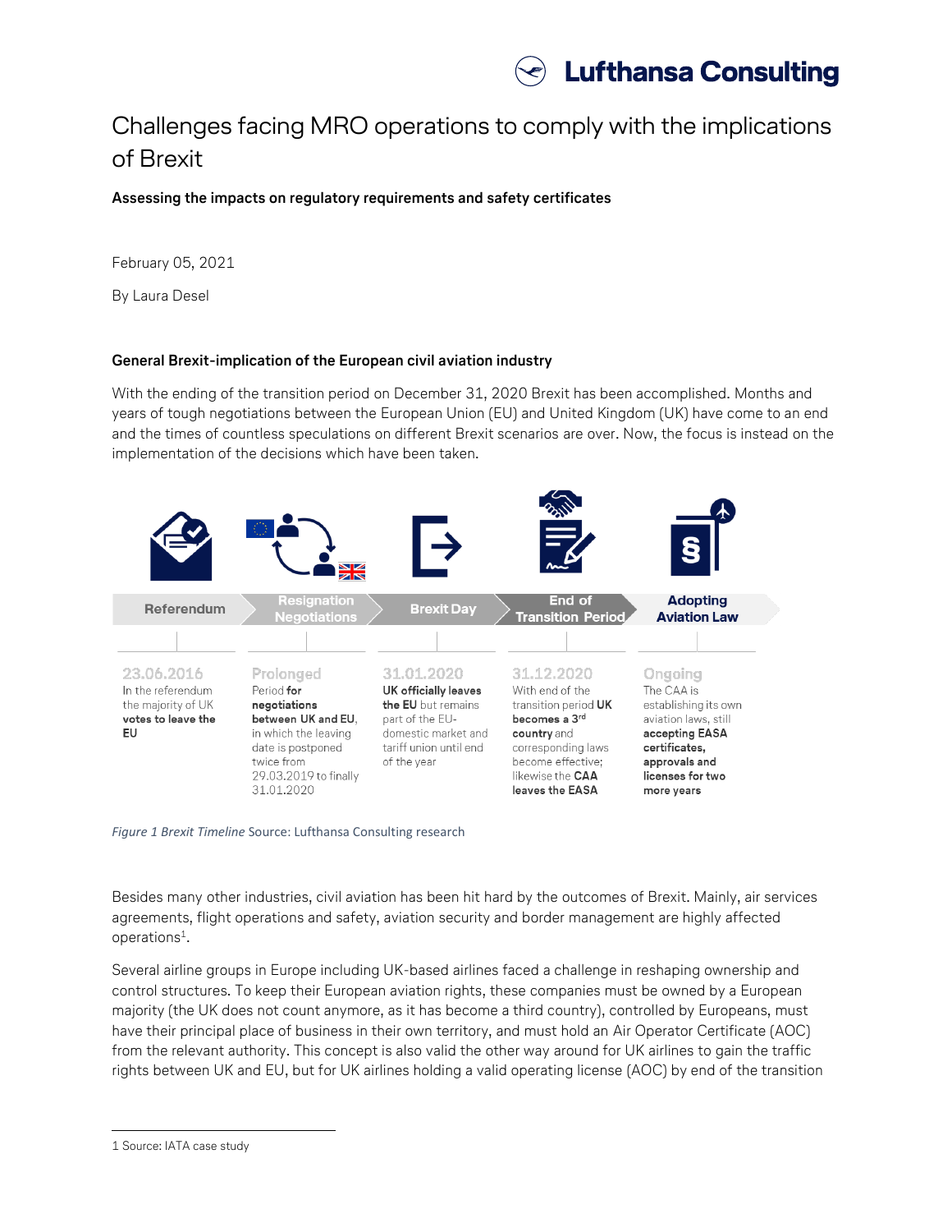# Challenges facing MRO operations to comply with the implications of Brexit

**Assessing the impacts on regulatory requirements and safety certificates**

February 05, 2021

By Laura Desel

### General Brexit-implication of the European civil aviation industry

With the ending of the transition period on December 31, 2020 Brexit has been accomplished. Months and years of tough negotiations between the European Union (EU) and United Kingdom (UK) have come to an end and the times of countless speculations on different Brexit scenarios are over. Now, the focus is instead on the implementation of the decisions which have been taken.

| Referendum | Resignation Negotiations | Brexit Day | End of Transition Period | Adopting Aviation Law |
|---|---|---|---|---|
| 23.06.2016 | Prolonged | 31.01.2020 | 31.12.2020 | Ongoing |
| In the referendum the majority of UK **votes to leave the EU** | Period **for negotiations between UK and EU**, in which the leaving date is postponed twice from 29.03.2019 to finally 31.01.2020 | **UK officially leaves the EU** but remains part of the EU-domestic market and tariff union until end of the year | With end of the transition period **UK becomes a 3rd country** and corresponding laws become effective; likewise the **CAA leaves the EASA** | The CAA is establishing its own aviation laws, still **accepting EASA certificates, approvals and licenses for two more years** |

*Figure 1 Brexit Timeline* Source: Lufthansa Consulting research

Besides many other industries, civil aviation has been hit hard by the outcomes of Brexit. Mainly, air services agreements, flight operations and safety, aviation security and border management are highly affected operations[1].

Several airline groups in Europe including UK-based airlines faced a challenge in reshaping ownership and control structures. To keep their European aviation rights, these companies must be owned by a European majority (the UK does not count anymore, as it has become a third country), controlled by Europeans, must have their principal place of business in their own territory, and must hold an Air Operator Certificate (AOC) from the relevant authority. This concept is also valid the other way around for UK airlines to gain the traffic rights between UK and EU, but for UK airlines holding a valid operating license (AOC) by end of the transition

1 Source: IATA case study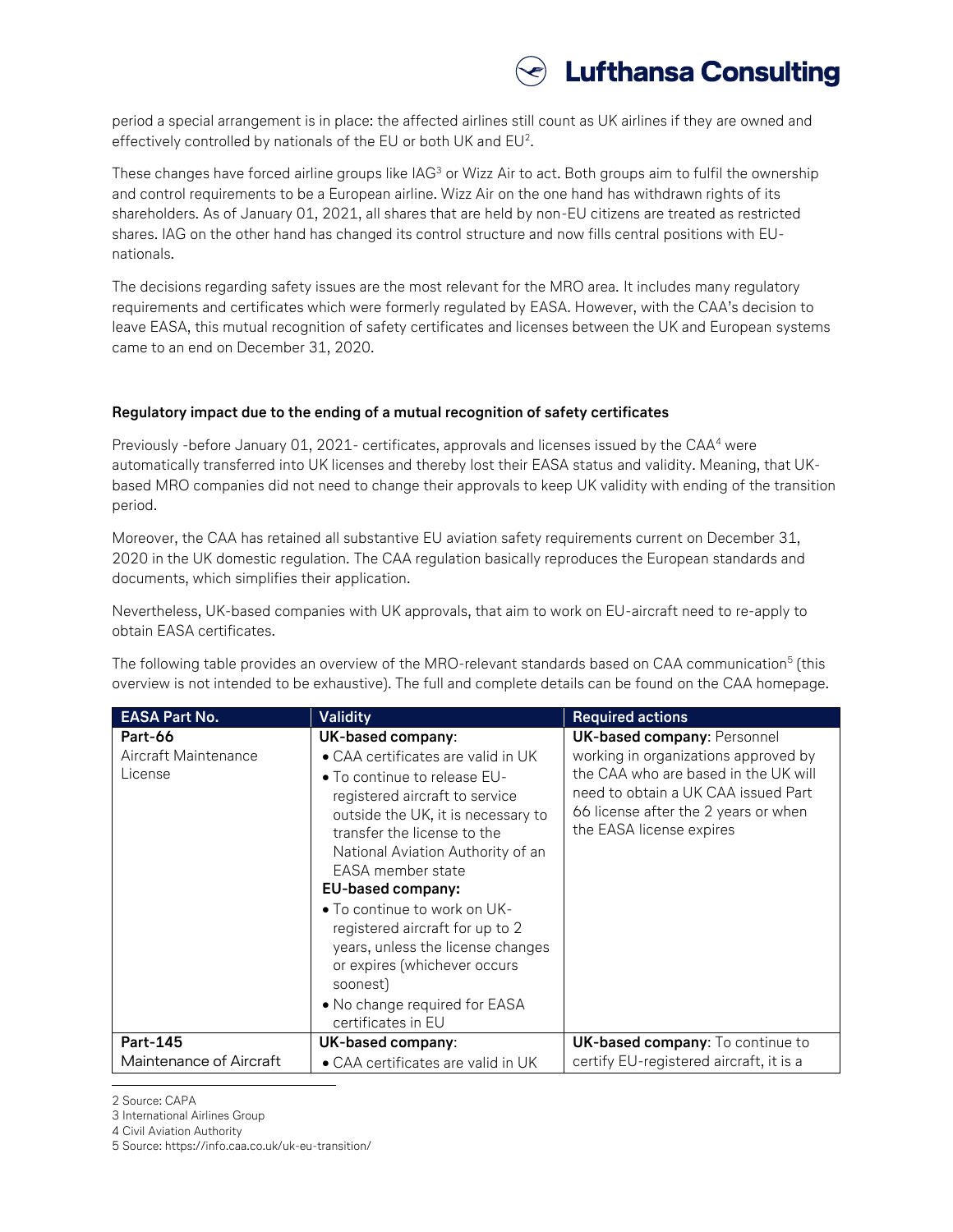period a special arrangement is in place: the affected airlines still count as UK airlines if they are owned and effectively controlled by nationals of the EU or both UK and EU[2].

These changes have forced airline groups like IAG[3] or Wizz Air to act. Both groups aim to fulfil the ownership and control requirements to be a European airline. Wizz Air on the one hand has withdrawn rights of its shareholders. As of January 01, 2021, all shares that are held by non-EU citizens are treated as restricted shares. IAG on the other hand has changed its control structure and now fills central positions with EU-nationals.

The decisions regarding safety issues are the most relevant for the MRO area. It includes many regulatory requirements and certificates which were formerly regulated by EASA. However, with the CAA's decision to leave EASA, this mutual recognition of safety certificates and licenses between the UK and European systems came to an end on December 31, 2020.

**Regulatory impact due to the ending of a mutual recognition of safety certificates**

Previously -before January 01, 2021- certificates, approvals and licenses issued by the CAA[4] were automatically transferred into UK licenses and thereby lost their EASA status and validity. Meaning, that UK-based MRO companies did not need to change their approvals to keep UK validity with ending of the transition period.

Moreover, the CAA has retained all substantive EU aviation safety requirements current on December 31, 2020 in the UK domestic regulation. The CAA regulation basically reproduces the European standards and documents, which simplifies their application.

Nevertheless, UK-based companies with UK approvals, that aim to work on EU-aircraft need to re-apply to obtain EASA certificates.

The following table provides an overview of the MRO-relevant standards based on CAA communication[5] (this overview is not intended to be exhaustive). The full and complete details can be found on the CAA homepage.

| EASA Part No. | Validity | Required actions |
|---|---|---|
| **Part-66**<br>Aircraft Maintenance License | **UK-based company**:<br>• CAA certificates are valid in UK<br>• To continue to release EU-registered aircraft to service outside the UK, it is necessary to transfer the license to the National Aviation Authority of an EASA member state<br>**EU-based company:**<br>• To continue to work on UK-registered aircraft for up to 2 years, unless the license changes or expires (whichever occurs soonest)<br>• No change required for EASA certificates in EU | **UK-based company**: Personnel working in organizations approved by the CAA who are based in the UK will need to obtain a UK CAA issued Part 66 license after the 2 years or when the EASA license expires |
| **Part-145**<br>Maintenance of Aircraft | **UK-based company**:<br>• CAA certificates are valid in UK | **UK-based company**: To continue to certify EU-registered aircraft, it is a |

2 Source: CAPA

3 International Airlines Group

4 Civil Aviation Authority

5 Source: https://info.caa.co.uk/uk-eu-transition/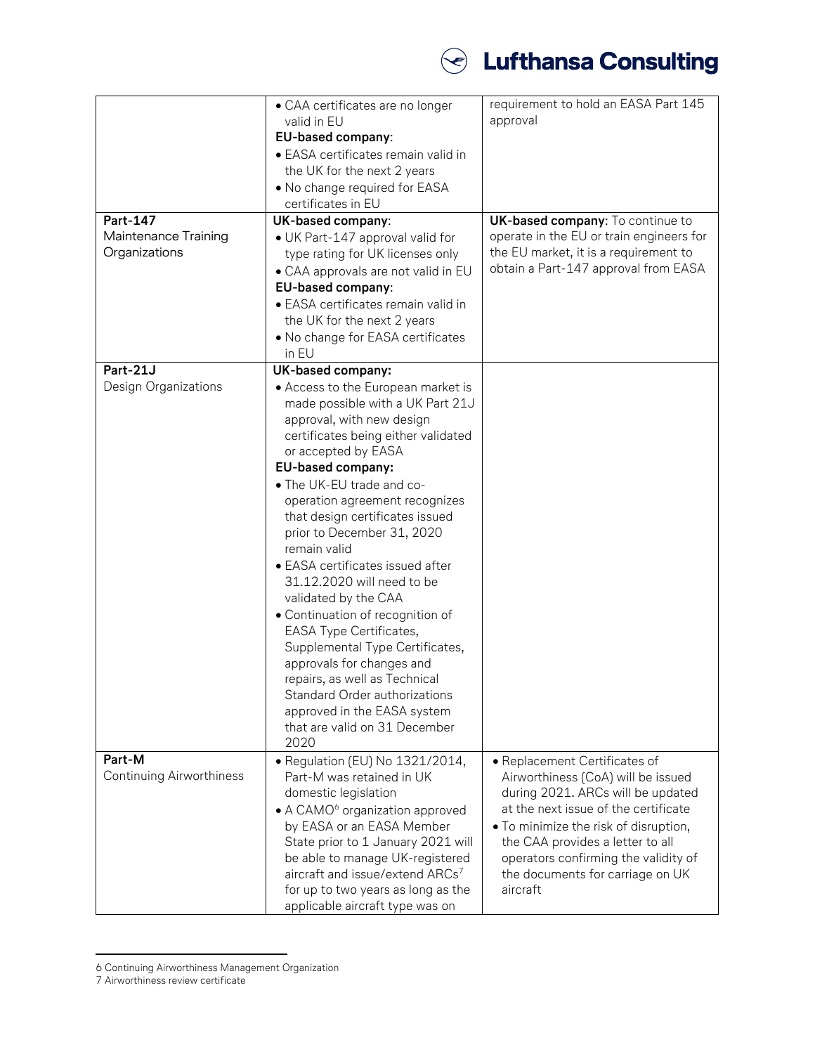| | | |
|---|---|---|
| | • CAA certificates are no longer valid in EU<br>**EU-based company**:<br>• EASA certificates remain valid in the UK for the next 2 years<br>• No change required for EASA certificates in EU | requirement to hold an EASA Part 145 approval |
| **Part-147**<br>Maintenance Training Organizations | **UK-based company**:<br>• UK Part-147 approval valid for type rating for UK licenses only<br>• CAA approvals are not valid in EU<br>**EU-based company**:<br>• EASA certificates remain valid in the UK for the next 2 years<br>• No change for EASA certificates in EU | **UK-based company**: To continue to operate in the EU or train engineers for the EU market, it is a requirement to obtain a Part-147 approval from EASA |
| **Part-21J**<br>Design Organizations | **UK-based company:**<br>• Access to the European market is made possible with a UK Part 21J approval, with new design certificates being either validated or accepted by EASA<br>**EU-based company:**<br>• The UK-EU trade and co-operation agreement recognizes that design certificates issued prior to December 31, 2020 remain valid<br>• EASA certificates issued after 31.12.2020 will need to be validated by the CAA<br>• Continuation of recognition of EASA Type Certificates, Supplemental Type Certificates, approvals for changes and repairs, as well as Technical Standard Order authorizations approved in the EASA system that are valid on 31 December 2020 | |
| **Part-M**<br>Continuing Airworthiness | • Regulation (EU) No 1321/2014, Part-M was retained in UK domestic legislation<br>• A CAMO[6] organization approved by EASA or an EASA Member State prior to 1 January 2021 will be able to manage UK-registered aircraft and issue/extend ARCs[7] for up to two years as long as the applicable aircraft type was on | • Replacement Certificates of Airworthiness (CoA) will be issued during 2021. ARCs will be updated at the next issue of the certificate<br>• To minimize the risk of disruption, the CAA provides a letter to all operators confirming the validity of the documents for carriage on UK aircraft |

6 Continuing Airworthiness Management Organization
7 Airworthiness review certificate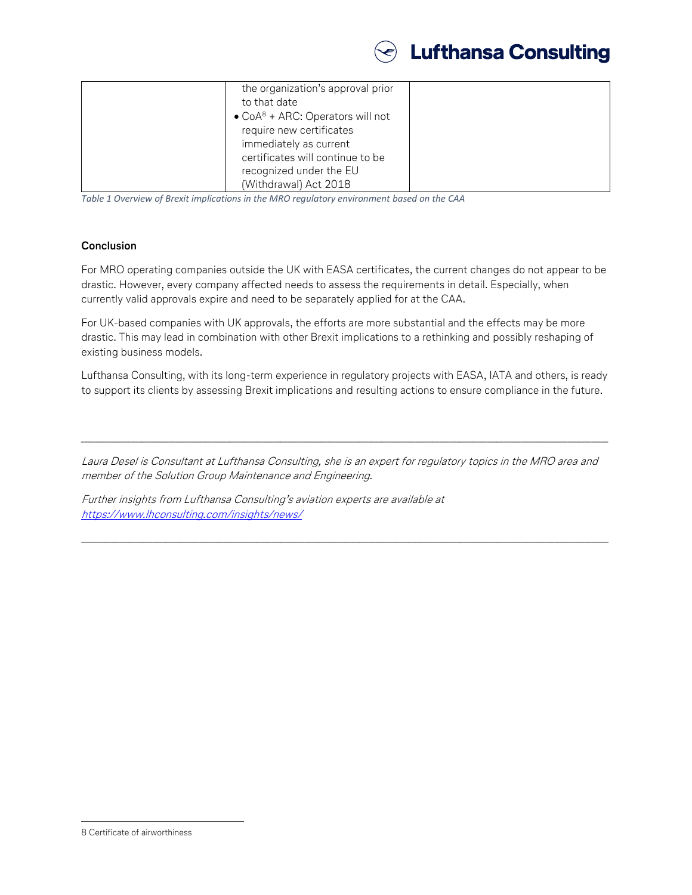| | | |
|---|---|---|
| | the organization's approval prior to that date<br>• CoA[8] + ARC: Operators will not require new certificates immediately as current certificates will continue to be recognized under the EU (Withdrawal) Act 2018 | |

*Table 1 Overview of Brexit implications in the MRO regulatory environment based on the CAA*

**Conclusion**

For MRO operating companies outside the UK with EASA certificates, the current changes do not appear to be drastic. However, every company affected needs to assess the requirements in detail. Especially, when currently valid approvals expire and need to be separately applied for at the CAA.

For UK-based companies with UK approvals, the efforts are more substantial and the effects may be more drastic. This may lead in combination with other Brexit implications to a rethinking and possibly reshaping of existing business models.

Lufthansa Consulting, with its long-term experience in regulatory projects with EASA, IATA and others, is ready to support its clients by assessing Brexit implications and resulting actions to ensure compliance in the future.

---

*Laura Desel is Consultant at Lufthansa Consulting, she is an expert for regulatory topics in the MRO area and member of the Solution Group Maintenance and Engineering.*

*Further insights from Lufthansa Consulting's aviation experts are available at [https://www.lhconsulting.com/insights/news/](https://www.lhconsulting.com/insights/news/)*

---

8 Certificate of airworthiness